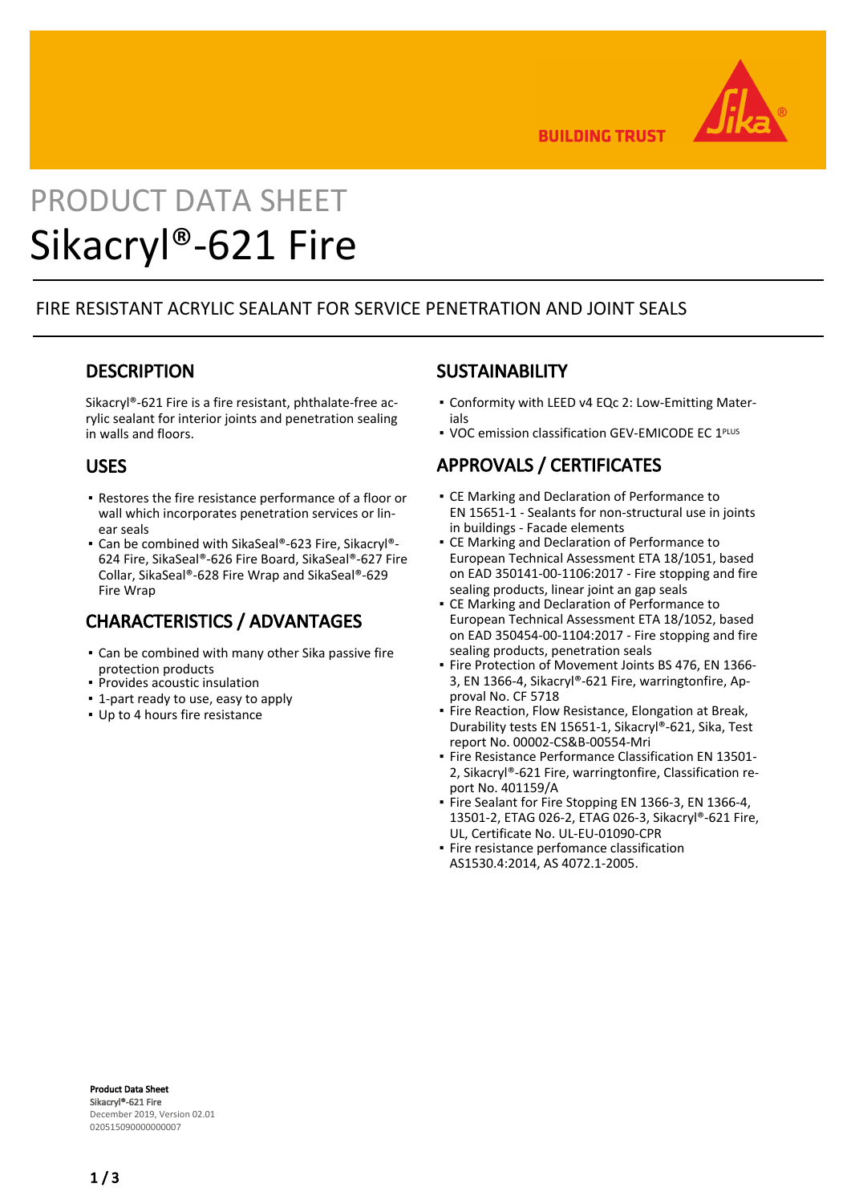PRODUCT DATA SHEET

# Sikacryl®-621 Fire

FIRE RESISTANT ACRYLIC SEALANT FOR SERVICE PENETRATION AND JOINT SEALS

## DESCRIPTION

Sikacryl®-621 Fire is a fire resistant, phthalate-free acrylic sealant for interior joints and penetration sealing in walls and floors.

## USES

- Restores the fire resistance performance of a floor or wall which incorporates penetration services or linear seals
- Can be combined with SikaSeal®-623 Fire, Sikacryl®-624 Fire, SikaSeal®-626 Fire Board, SikaSeal®-627 Fire Collar, SikaSeal®-628 Fire Wrap and SikaSeal®-629 Fire Wrap

## CHARACTERISTICS / ADVANTAGES

- Can be combined with many other Sika passive fire protection products
- Provides acoustic insulation
- 1-part ready to use, easy to apply
- Up to 4 hours fire resistance

## SUSTAINABILITY

- Conformity with LEED v4 EQc 2: Low-Emitting Materials
- VOC emission classification GEV-EMICODE EC 1PLUS

## APPROVALS / CERTIFICATES

- CE Marking and Declaration of Performance to EN 15651-1 - Sealants for non-structural use in joints in buildings - Facade elements
- CE Marking and Declaration of Performance to European Technical Assessment ETA 18/1051, based on EAD 350141-00-1106:2017 - Fire stopping and fire sealing products, linear joint an gap seals
- CE Marking and Declaration of Performance to European Technical Assessment ETA 18/1052, based on EAD 350454-00-1104:2017 - Fire stopping and fire sealing products, penetration seals
- Fire Protection of Movement Joints BS 476, EN 1366-3, EN 1366-4, Sikacryl®-621 Fire, warringtonfire, Approval No. CF 5718
- Fire Reaction, Flow Resistance, Elongation at Break, Durability tests EN 15651-1, Sikacryl®-621, Sika, Test report No. 00002-CS&B-00554-Mri
- Fire Resistance Performance Classification EN 13501-2, Sikacryl®-621 Fire, warringtonfire, Classification report No. 401159/A
- Fire Sealant for Fire Stopping EN 1366-3, EN 1366-4, 13501-2, ETAG 026-2, ETAG 026-3, Sikacryl®-621 Fire, UL, Certificate No. UL-EU-01090-CPR
- Fire resistance perfomance classification AS1530.4:2014, AS 4072.1-2005.

**Product Data Sheet**
Sikacryl®-621 Fire
December 2019, Version 02.01
020515090000000007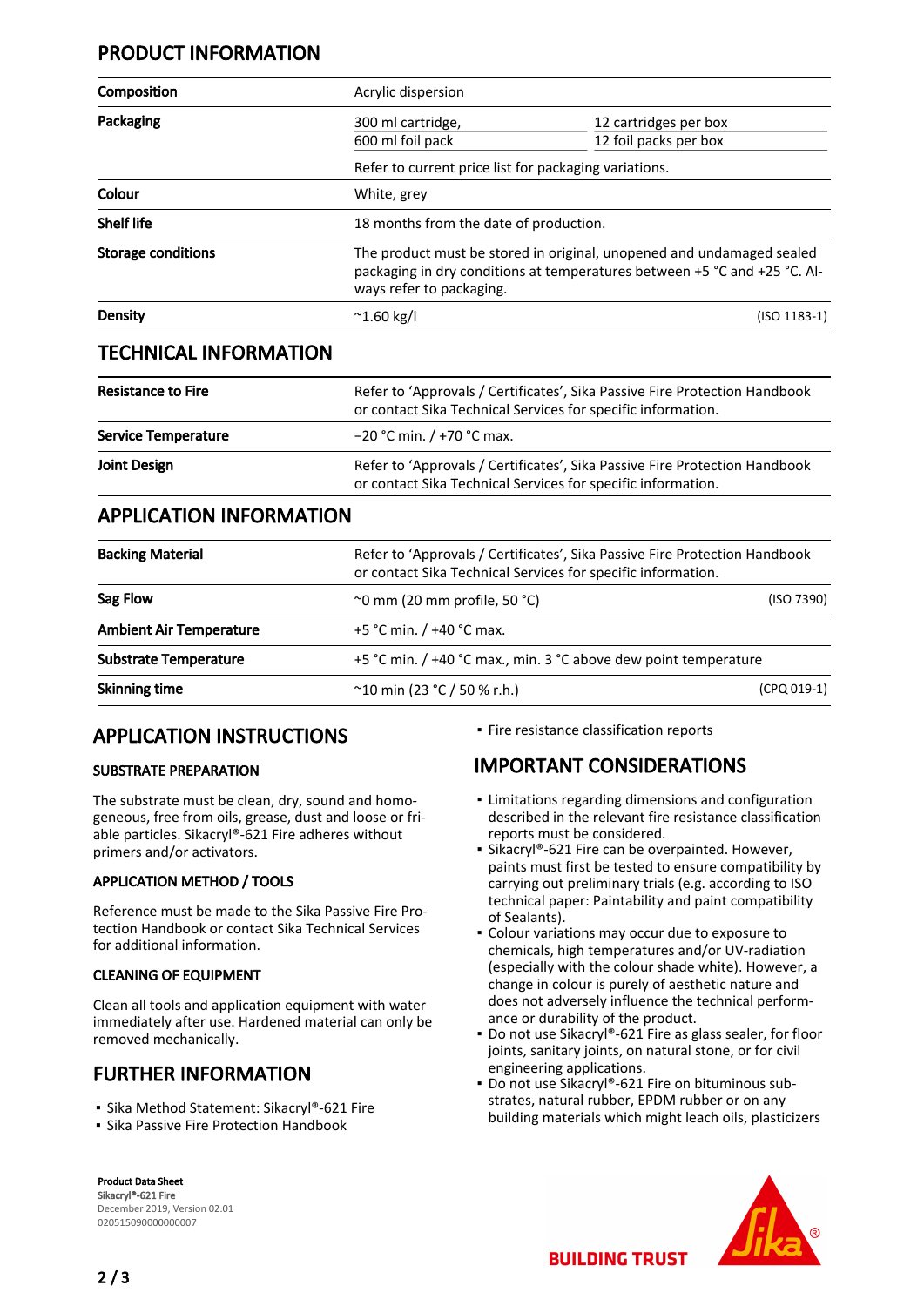## PRODUCT INFORMATION

| | | |
|---|---|---|
| **Composition** | Acrylic dispersion | |
| **Packaging** | 300 ml cartridge, | 12 cartridges per box |
| | 600 ml foil pack | 12 foil packs per box |
| | Refer to current price list for packaging variations. | |
| **Colour** | White, grey | |
| **Shelf life** | 18 months from the date of production. | |
| **Storage conditions** | The product must be stored in original, unopened and undamaged sealed packaging in dry conditions at temperatures between +5 °C and +25 °C. Always refer to packaging. | |
| **Density** | ~1.60 kg/l | (ISO 1183-1) |

## TECHNICAL INFORMATION

| | |
|---|---|
| **Resistance to Fire** | Refer to 'Approvals / Certificates', Sika Passive Fire Protection Handbook or contact Sika Technical Services for specific information. |
| **Service Temperature** | −20 °C min. / +70 °C max. |
| **Joint Design** | Refer to 'Approvals / Certificates', Sika Passive Fire Protection Handbook or contact Sika Technical Services for specific information. |

## APPLICATION INFORMATION

| | | |
|---|---|---|
| **Backing Material** | Refer to 'Approvals / Certificates', Sika Passive Fire Protection Handbook or contact Sika Technical Services for specific information. | |
| **Sag Flow** | ~0 mm (20 mm profile, 50 °C) | (ISO 7390) |
| **Ambient Air Temperature** | +5 °C min. / +40 °C max. | |
| **Substrate Temperature** | +5 °C min. / +40 °C max., min. 3 °C above dew point temperature | |
| **Skinning time** | ~10 min (23 °C / 50 % r.h.) | (CPQ 019-1) |

## APPLICATION INSTRUCTIONS

### SUBSTRATE PREPARATION

The substrate must be clean, dry, sound and homogeneous, free from oils, grease, dust and loose or friable particles. Sikacryl®-621 Fire adheres without primers and/or activators.

### APPLICATION METHOD / TOOLS

Reference must be made to the Sika Passive Fire Protection Handbook or contact Sika Technical Services for additional information.

### CLEANING OF EQUIPMENT

Clean all tools and application equipment with water immediately after use. Hardened material can only be removed mechanically.

## FURTHER INFORMATION

- Sika Method Statement: Sikacryl®-621 Fire
- Sika Passive Fire Protection Handbook
- Fire resistance classification reports

## IMPORTANT CONSIDERATIONS

- Limitations regarding dimensions and configuration described in the relevant fire resistance classification reports must be considered.
- Sikacryl®-621 Fire can be overpainted. However, paints must first be tested to ensure compatibility by carrying out preliminary trials (e.g. according to ISO technical paper: Paintability and paint compatibility of Sealants).
- Colour variations may occur due to exposure to chemicals, high temperatures and/or UV-radiation (especially with the colour shade white). However, a change in colour is purely of aesthetic nature and does not adversely influence the technical performance or durability of the product.
- Do not use Sikacryl®-621 Fire as glass sealer, for floor joints, sanitary joints, on natural stone, or for civil engineering applications.
- Do not use Sikacryl®-621 Fire on bituminous substrates, natural rubber, EPDM rubber or on any building materials which might leach oils, plasticizers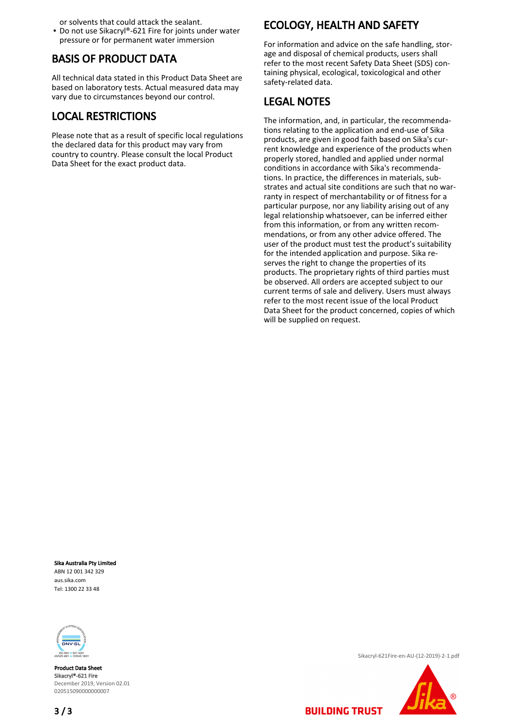or solvents that could attack the sealant.

- Do not use Sikacryl®-621 Fire for joints under water pressure or for permanent water immersion

## BASIS OF PRODUCT DATA

All technical data stated in this Product Data Sheet are based on laboratory tests. Actual measured data may vary due to circumstances beyond our control.

## LOCAL RESTRICTIONS

Please note that as a result of specific local regulations the declared data for this product may vary from country to country. Please consult the local Product Data Sheet for the exact product data.

## ECOLOGY, HEALTH AND SAFETY

For information and advice on the safe handling, storage and disposal of chemical products, users shall refer to the most recent Safety Data Sheet (SDS) containing physical, ecological, toxicological and other safety-related data.

## LEGAL NOTES

The information, and, in particular, the recommendations relating to the application and end-use of Sika products, are given in good faith based on Sika's current knowledge and experience of the products when properly stored, handled and applied under normal conditions in accordance with Sika's recommendations. In practice, the differences in materials, substrates and actual site conditions are such that no warranty in respect of merchantability or of fitness for a particular purpose, nor any liability arising out of any legal relationship whatsoever, can be inferred either from this information, or from any written recommendations, or from any other advice offered. The user of the product must test the product's suitability for the intended application and purpose. Sika reserves the right to change the properties of its products. The proprietary rights of third parties must be observed. All orders are accepted subject to our current terms of sale and delivery. Users must always refer to the most recent issue of the local Product Data Sheet for the product concerned, copies of which will be supplied on request.

**Sika Australia Pty Limited**
ABN 12 001 342 329
aus.sika.com
Tel: 1300 22 33 48

**Product Data Sheet**
**Sikacryl®-621 Fire**
December 2019, Version 02.01
020515090000000007

Sikacryl-621Fire-en-AU-(12-2019)-2-1.pdf